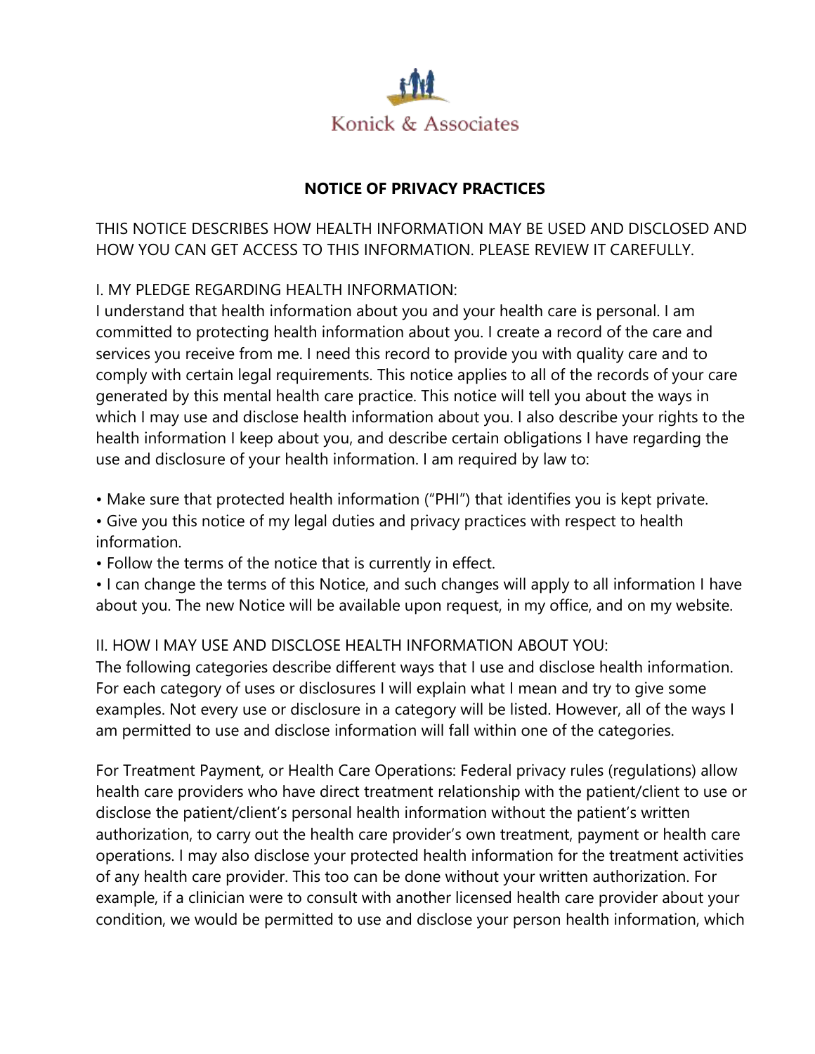Konick & Associates

# NOTICE OF PRIVACY PRACTICES

THIS NOTICE DESCRIBES HOW HEALTH INFORMATION MAY BE USED AND DISCLOSED AND HOW YOU CAN GET ACCESS TO THIS INFORMATION. PLEASE REVIEW IT CAREFULLY.

## I. MY PLEDGE REGARDING HEALTH INFORMATION:

I understand that health information about you and your health care is personal. I am committed to protecting health information about you. I create a record of the care and services you receive from me. I need this record to provide you with quality care and to comply with certain legal requirements. This notice applies to all of the records of your care generated by this mental health care practice. This notice will tell you about the ways in which I may use and disclose health information about you. I also describe your rights to the health information I keep about you, and describe certain obligations I have regarding the use and disclosure of your health information. I am required by law to:

- Make sure that protected health information ("PHI") that identifies you is kept private.
- Give you this notice of my legal duties and privacy practices with respect to health information.
- Follow the terms of the notice that is currently in effect.
- I can change the terms of this Notice, and such changes will apply to all information I have about you. The new Notice will be available upon request, in my office, and on my website.

## II. HOW I MAY USE AND DISCLOSE HEALTH INFORMATION ABOUT YOU:

The following categories describe different ways that I use and disclose health information. For each category of uses or disclosures I will explain what I mean and try to give some examples. Not every use or disclosure in a category will be listed. However, all of the ways I am permitted to use and disclose information will fall within one of the categories.

For Treatment Payment, or Health Care Operations: Federal privacy rules (regulations) allow health care providers who have direct treatment relationship with the patient/client to use or disclose the patient/client's personal health information without the patient's written authorization, to carry out the health care provider's own treatment, payment or health care operations. I may also disclose your protected health information for the treatment activities of any health care provider. This too can be done without your written authorization. For example, if a clinician were to consult with another licensed health care provider about your condition, we would be permitted to use and disclose your person health information, which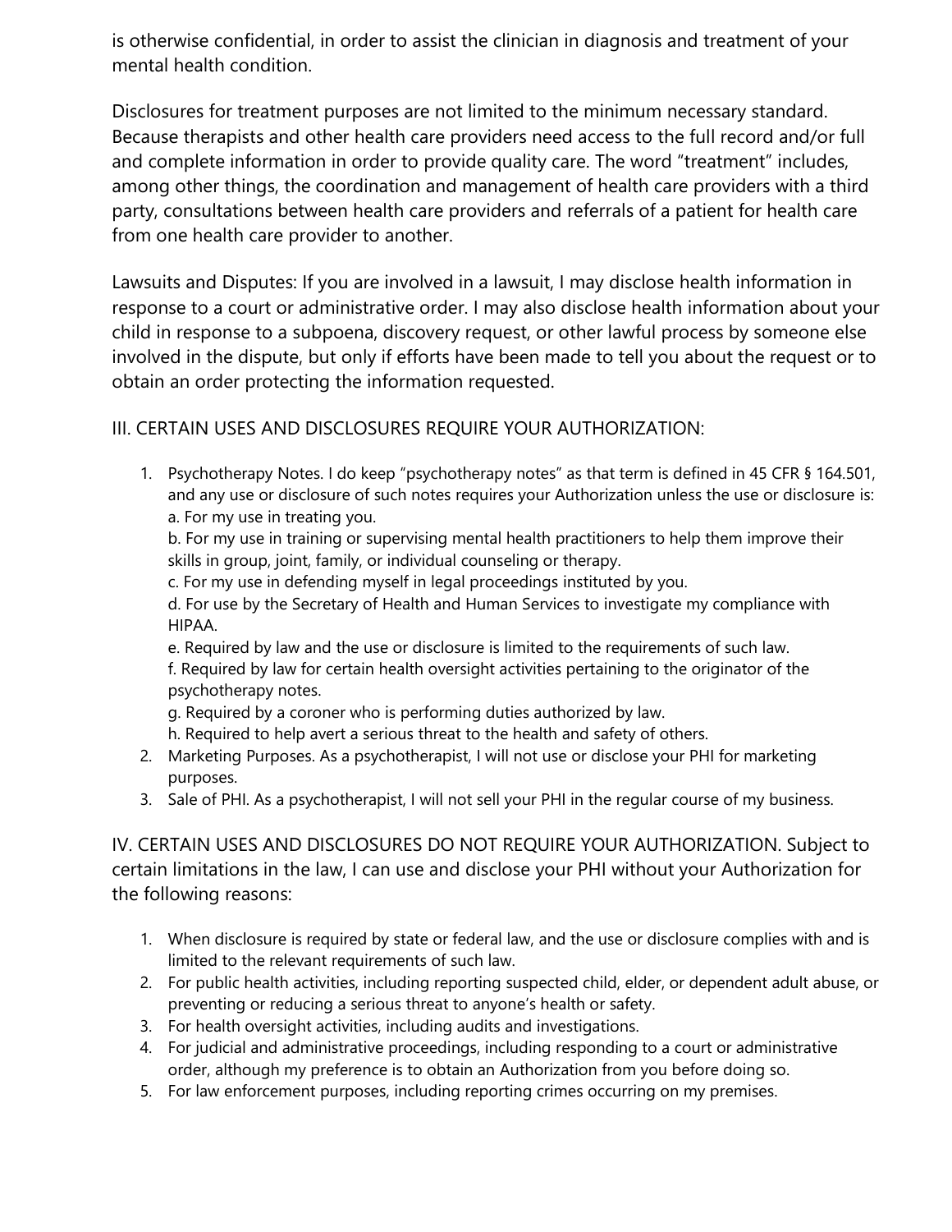is otherwise confidential, in order to assist the clinician in diagnosis and treatment of your mental health condition.

Disclosures for treatment purposes are not limited to the minimum necessary standard. Because therapists and other health care providers need access to the full record and/or full and complete information in order to provide quality care. The word "treatment" includes, among other things, the coordination and management of health care providers with a third party, consultations between health care providers and referrals of a patient for health care from one health care provider to another.

Lawsuits and Disputes: If you are involved in a lawsuit, I may disclose health information in response to a court or administrative order. I may also disclose health information about your child in response to a subpoena, discovery request, or other lawful process by someone else involved in the dispute, but only if efforts have been made to tell you about the request or to obtain an order protecting the information requested.

## III. CERTAIN USES AND DISCLOSURES REQUIRE YOUR AUTHORIZATION:

1. Psychotherapy Notes. I do keep "psychotherapy notes" as that term is defined in 45 CFR § 164.501, and any use or disclosure of such notes requires your Authorization unless the use or disclosure is:
   a. For my use in treating you.
   b. For my use in training or supervising mental health practitioners to help them improve their skills in group, joint, family, or individual counseling or therapy.
   c. For my use in defending myself in legal proceedings instituted by you.
   d. For use by the Secretary of Health and Human Services to investigate my compliance with HIPAA.
   e. Required by law and the use or disclosure is limited to the requirements of such law.
   f. Required by law for certain health oversight activities pertaining to the originator of the psychotherapy notes.
   g. Required by a coroner who is performing duties authorized by law.
   h. Required to help avert a serious threat to the health and safety of others.
2. Marketing Purposes. As a psychotherapist, I will not use or disclose your PHI for marketing purposes.
3. Sale of PHI. As a psychotherapist, I will not sell your PHI in the regular course of my business.

## IV. CERTAIN USES AND DISCLOSURES DO NOT REQUIRE YOUR AUTHORIZATION.

Subject to certain limitations in the law, I can use and disclose your PHI without your Authorization for the following reasons:

1. When disclosure is required by state or federal law, and the use or disclosure complies with and is limited to the relevant requirements of such law.
2. For public health activities, including reporting suspected child, elder, or dependent adult abuse, or preventing or reducing a serious threat to anyone's health or safety.
3. For health oversight activities, including audits and investigations.
4. For judicial and administrative proceedings, including responding to a court or administrative order, although my preference is to obtain an Authorization from you before doing so.
5. For law enforcement purposes, including reporting crimes occurring on my premises.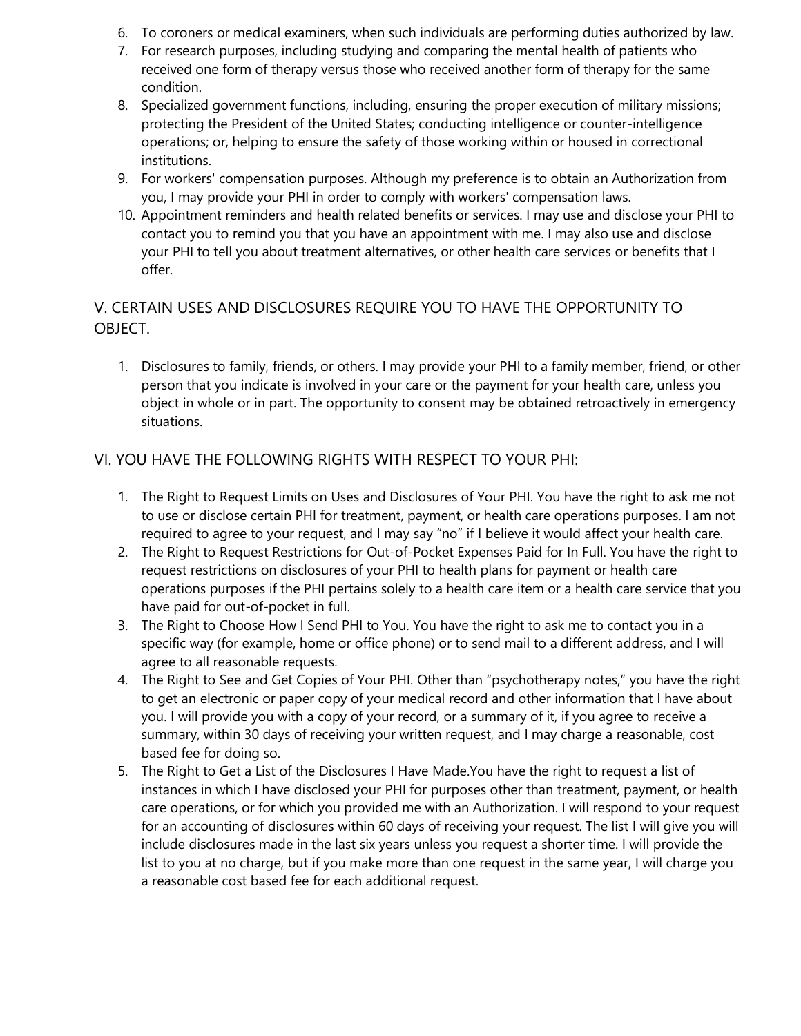6. To coroners or medical examiners, when such individuals are performing duties authorized by law.
7. For research purposes, including studying and comparing the mental health of patients who received one form of therapy versus those who received another form of therapy for the same condition.
8. Specialized government functions, including, ensuring the proper execution of military missions; protecting the President of the United States; conducting intelligence or counter-intelligence operations; or, helping to ensure the safety of those working within or housed in correctional institutions.
9. For workers' compensation purposes. Although my preference is to obtain an Authorization from you, I may provide your PHI in order to comply with workers' compensation laws.
10. Appointment reminders and health related benefits or services. I may use and disclose your PHI to contact you to remind you that you have an appointment with me. I may also use and disclose your PHI to tell you about treatment alternatives, or other health care services or benefits that I offer.

## V. CERTAIN USES AND DISCLOSURES REQUIRE YOU TO HAVE THE OPPORTUNITY TO OBJECT.

1. Disclosures to family, friends, or others. I may provide your PHI to a family member, friend, or other person that you indicate is involved in your care or the payment for your health care, unless you object in whole or in part. The opportunity to consent may be obtained retroactively in emergency situations.

## VI. YOU HAVE THE FOLLOWING RIGHTS WITH RESPECT TO YOUR PHI:

1. The Right to Request Limits on Uses and Disclosures of Your PHI. You have the right to ask me not to use or disclose certain PHI for treatment, payment, or health care operations purposes. I am not required to agree to your request, and I may say "no" if I believe it would affect your health care.
2. The Right to Request Restrictions for Out-of-Pocket Expenses Paid for In Full. You have the right to request restrictions on disclosures of your PHI to health plans for payment or health care operations purposes if the PHI pertains solely to a health care item or a health care service that you have paid for out-of-pocket in full.
3. The Right to Choose How I Send PHI to You. You have the right to ask me to contact you in a specific way (for example, home or office phone) or to send mail to a different address, and I will agree to all reasonable requests.
4. The Right to See and Get Copies of Your PHI. Other than "psychotherapy notes," you have the right to get an electronic or paper copy of your medical record and other information that I have about you. I will provide you with a copy of your record, or a summary of it, if you agree to receive a summary, within 30 days of receiving your written request, and I may charge a reasonable, cost based fee for doing so.
5. The Right to Get a List of the Disclosures I Have Made.You have the right to request a list of instances in which I have disclosed your PHI for purposes other than treatment, payment, or health care operations, or for which you provided me with an Authorization. I will respond to your request for an accounting of disclosures within 60 days of receiving your request. The list I will give you will include disclosures made in the last six years unless you request a shorter time. I will provide the list to you at no charge, but if you make more than one request in the same year, I will charge you a reasonable cost based fee for each additional request.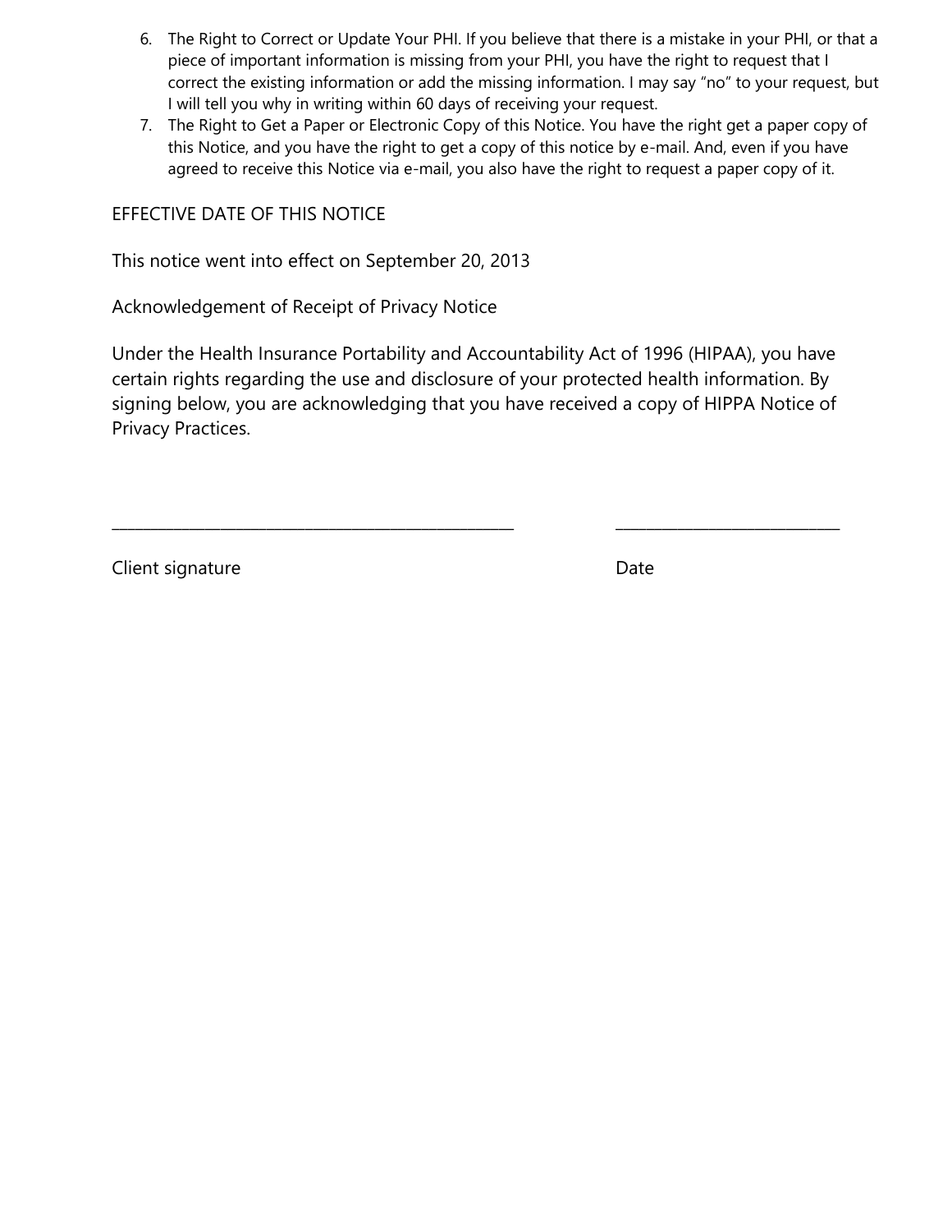6. The Right to Correct or Update Your PHI. If you believe that there is a mistake in your PHI, or that a piece of important information is missing from your PHI, you have the right to request that I correct the existing information or add the missing information. I may say "no" to your request, but I will tell you why in writing within 60 days of receiving your request.
7. The Right to Get a Paper or Electronic Copy of this Notice. You have the right get a paper copy of this Notice, and you have the right to get a copy of this notice by e-mail. And, even if you have agreed to receive this Notice via e-mail, you also have the right to request a paper copy of it.

EFFECTIVE DATE OF THIS NOTICE

This notice went into effect on September 20, 2013

Acknowledgement of Receipt of Privacy Notice

Under the Health Insurance Portability and Accountability Act of 1996 (HIPAA), you have certain rights regarding the use and disclosure of your protected health information. By signing below, you are acknowledging that you have received a copy of HIPPA Notice of Privacy Practices.

_____________________________________________ &nbsp;&nbsp;&nbsp;&nbsp;&nbsp;&nbsp;&nbsp;&nbsp; _________________________

Client signature &nbsp;&nbsp;&nbsp;&nbsp;&nbsp;&nbsp;&nbsp;&nbsp;&nbsp;&nbsp;&nbsp;&nbsp;&nbsp;&nbsp;&nbsp;&nbsp;&nbsp;&nbsp;&nbsp;&nbsp;&nbsp;&nbsp;&nbsp;&nbsp;&nbsp;&nbsp;&nbsp;&nbsp;&nbsp;&nbsp;&nbsp;&nbsp;&nbsp;&nbsp;&nbsp;&nbsp; Date